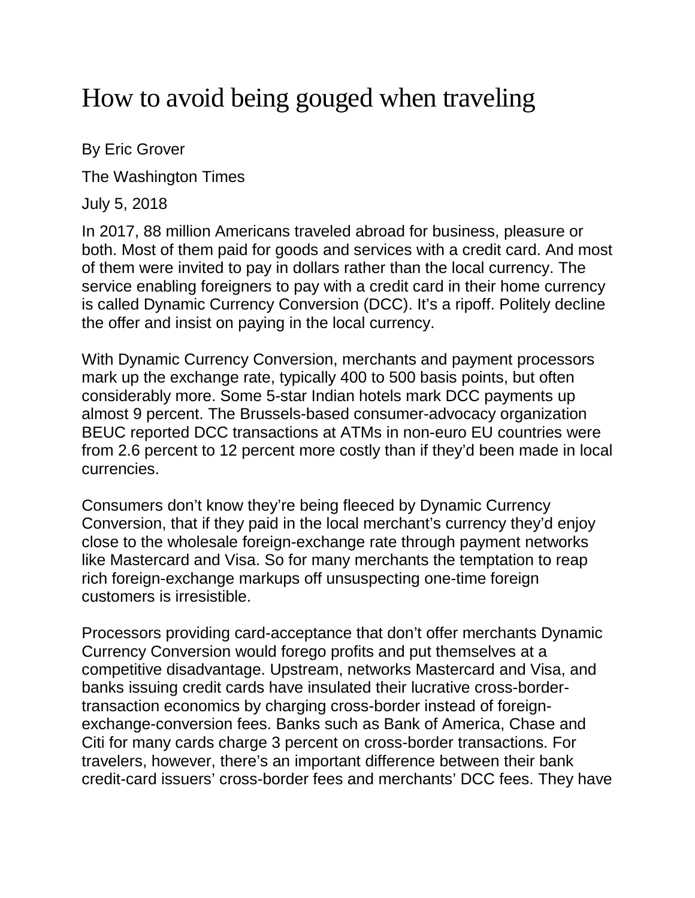# How to avoid being gouged when traveling

By Eric Grover

The Washington Times

July 5, 2018

In 2017, 88 million Americans traveled abroad for business, pleasure or both. Most of them paid for goods and services with a credit card. And most of them were invited to pay in dollars rather than the local currency. The service enabling foreigners to pay with a credit card in their home currency is called Dynamic Currency Conversion (DCC). It's a ripoff. Politely decline the offer and insist on paying in the local currency.

With Dynamic Currency Conversion, merchants and payment processors mark up the exchange rate, typically 400 to 500 basis points, but often considerably more. Some 5-star Indian hotels mark DCC payments up almost 9 percent. The Brussels-based consumer-advocacy organization BEUC reported DCC transactions at ATMs in non-euro EU countries were from 2.6 percent to 12 percent more costly than if they'd been made in local currencies.

Consumers don't know they're being fleeced by Dynamic Currency Conversion, that if they paid in the local merchant's currency they'd enjoy close to the wholesale foreign-exchange rate through payment networks like Mastercard and Visa. So for many merchants the temptation to reap rich foreign-exchange markups off unsuspecting one-time foreign customers is irresistible.

Processors providing card-acceptance that don't offer merchants Dynamic Currency Conversion would forego profits and put themselves at a competitive disadvantage. Upstream, networks Mastercard and Visa, and banks issuing credit cards have insulated their lucrative cross-border-transaction economics by charging cross-border instead of foreign-exchange-conversion fees. Banks such as Bank of America, Chase and Citi for many cards charge 3 percent on cross-border transactions. For travelers, however, there's an important difference between their bank credit-card issuers' cross-border fees and merchants' DCC fees. They have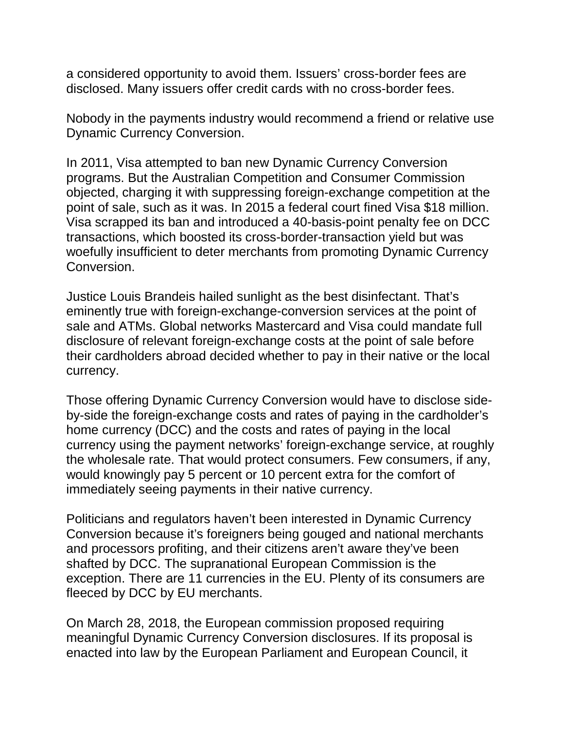a considered opportunity to avoid them. Issuers' cross-border fees are disclosed. Many issuers offer credit cards with no cross-border fees.

Nobody in the payments industry would recommend a friend or relative use Dynamic Currency Conversion.

In 2011, Visa attempted to ban new Dynamic Currency Conversion programs. But the Australian Competition and Consumer Commission objected, charging it with suppressing foreign-exchange competition at the point of sale, such as it was. In 2015 a federal court fined Visa $18 million. Visa scrapped its ban and introduced a 40-basis-point penalty fee on DCC transactions, which boosted its cross-border-transaction yield but was woefully insufficient to deter merchants from promoting Dynamic Currency Conversion.

Justice Louis Brandeis hailed sunlight as the best disinfectant. That's eminently true with foreign-exchange-conversion services at the point of sale and ATMs. Global networks Mastercard and Visa could mandate full disclosure of relevant foreign-exchange costs at the point of sale before their cardholders abroad decided whether to pay in their native or the local currency.

Those offering Dynamic Currency Conversion would have to disclose side-by-side the foreign-exchange costs and rates of paying in the cardholder's home currency (DCC) and the costs and rates of paying in the local currency using the payment networks' foreign-exchange service, at roughly the wholesale rate. That would protect consumers. Few consumers, if any, would knowingly pay 5 percent or 10 percent extra for the comfort of immediately seeing payments in their native currency.

Politicians and regulators haven't been interested in Dynamic Currency Conversion because it's foreigners being gouged and national merchants and processors profiting, and their citizens aren't aware they've been shafted by DCC. The supranational European Commission is the exception. There are 11 currencies in the EU. Plenty of its consumers are fleeced by DCC by EU merchants.

On March 28, 2018, the European commission proposed requiring meaningful Dynamic Currency Conversion disclosures. If its proposal is enacted into law by the European Parliament and European Council, it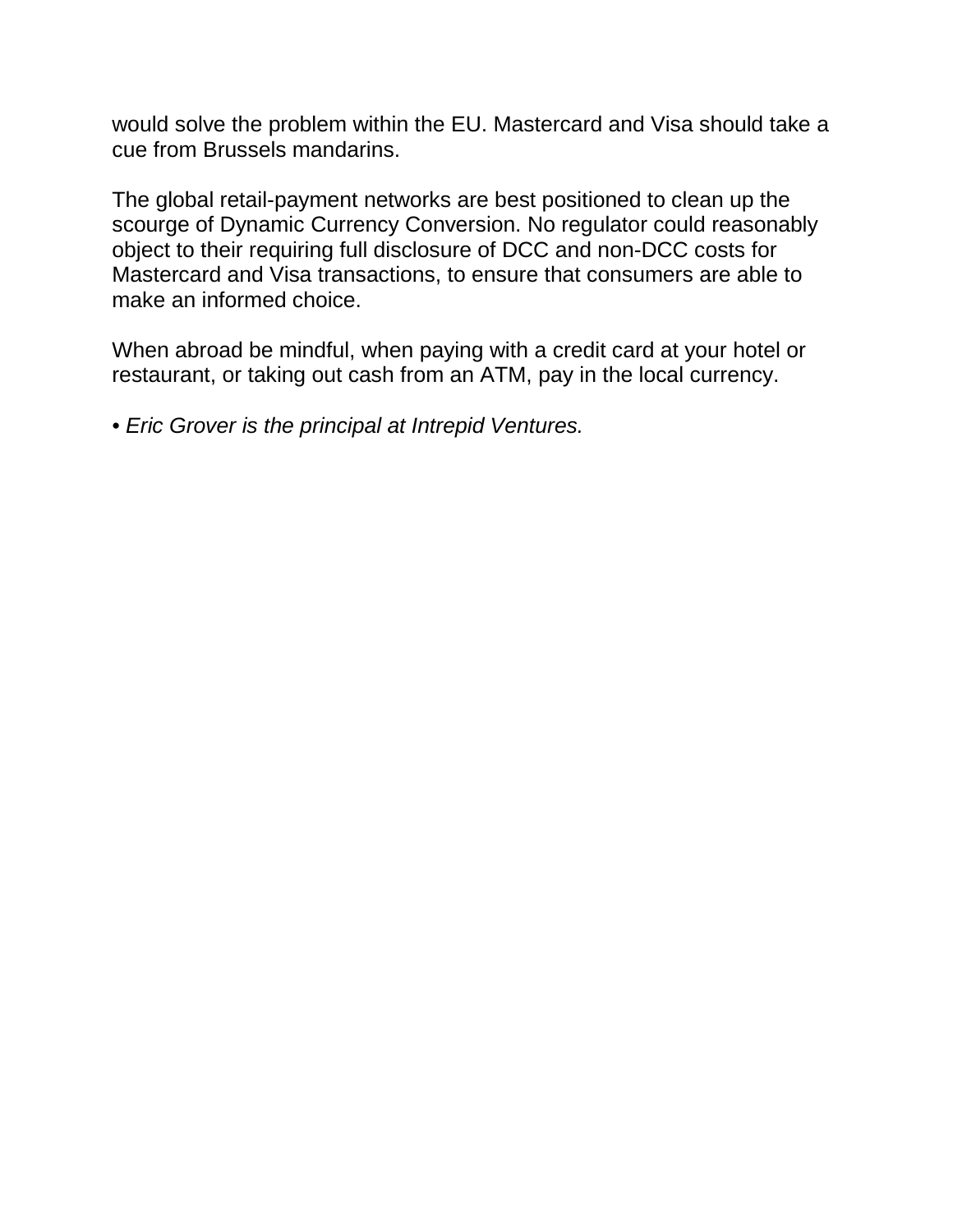would solve the problem within the EU. Mastercard and Visa should take a cue from Brussels mandarins.

The global retail-payment networks are best positioned to clean up the scourge of Dynamic Currency Conversion. No regulator could reasonably object to their requiring full disclosure of DCC and non-DCC costs for Mastercard and Visa transactions, to ensure that consumers are able to make an informed choice.

When abroad be mindful, when paying with a credit card at your hotel or restaurant, or taking out cash from an ATM, pay in the local currency.

• *Eric Grover is the principal at Intrepid Ventures.*